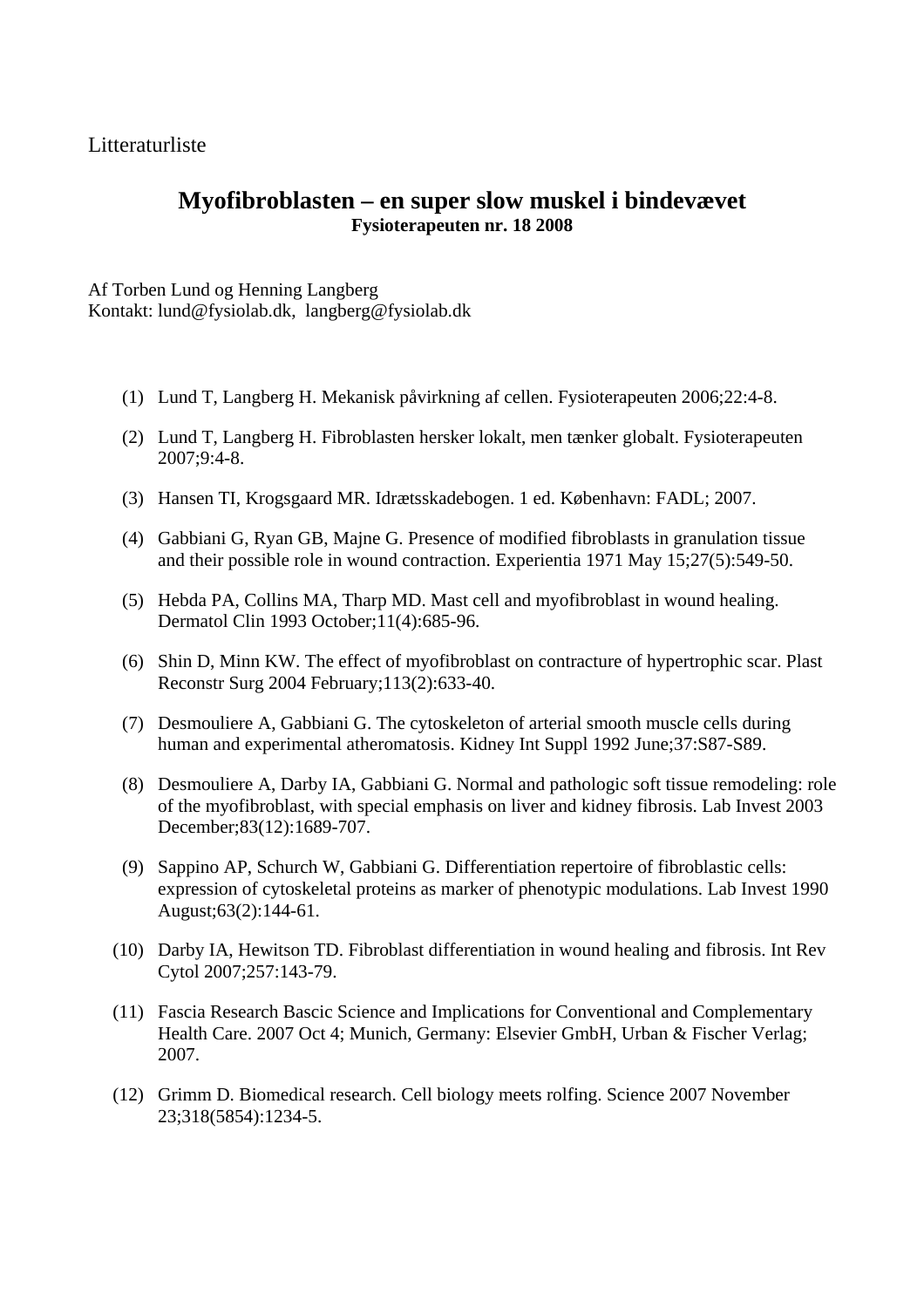Litteraturliste

# Myofibroblasten – en super slow muskel i bindevævet

**Fysioterapeuten nr. 18 2008**

Af Torben Lund og Henning Langberg
Kontakt: lund@fysiolab.dk, langberg@fysiolab.dk

(1) Lund T, Langberg H. Mekanisk påvirkning af cellen. Fysioterapeuten 2006;22:4-8.

(2) Lund T, Langberg H. Fibroblasten hersker lokalt, men tænker globalt. Fysioterapeuten 2007;9:4-8.

(3) Hansen TI, Krogsgaard MR. Idrætsskadebogen. 1 ed. København: FADL; 2007.

(4) Gabbiani G, Ryan GB, Majne G. Presence of modified fibroblasts in granulation tissue and their possible role in wound contraction. Experientia 1971 May 15;27(5):549-50.

(5) Hebda PA, Collins MA, Tharp MD. Mast cell and myofibroblast in wound healing. Dermatol Clin 1993 October;11(4):685-96.

(6) Shin D, Minn KW. The effect of myofibroblast on contracture of hypertrophic scar. Plast Reconstr Surg 2004 February;113(2):633-40.

(7) Desmouliere A, Gabbiani G. The cytoskeleton of arterial smooth muscle cells during human and experimental atheromatosis. Kidney Int Suppl 1992 June;37:S87-S89.

(8) Desmouliere A, Darby IA, Gabbiani G. Normal and pathologic soft tissue remodeling: role of the myofibroblast, with special emphasis on liver and kidney fibrosis. Lab Invest 2003 December;83(12):1689-707.

(9) Sappino AP, Schurch W, Gabbiani G. Differentiation repertoire of fibroblastic cells: expression of cytoskeletal proteins as marker of phenotypic modulations. Lab Invest 1990 August;63(2):144-61.

(10) Darby IA, Hewitson TD. Fibroblast differentiation in wound healing and fibrosis. Int Rev Cytol 2007;257:143-79.

(11) Fascia Research Bascic Science and Implications for Conventional and Complementary Health Care. 2007 Oct 4; Munich, Germany: Elsevier GmbH, Urban & Fischer Verlag; 2007.

(12) Grimm D. Biomedical research. Cell biology meets rolfing. Science 2007 November 23;318(5854):1234-5.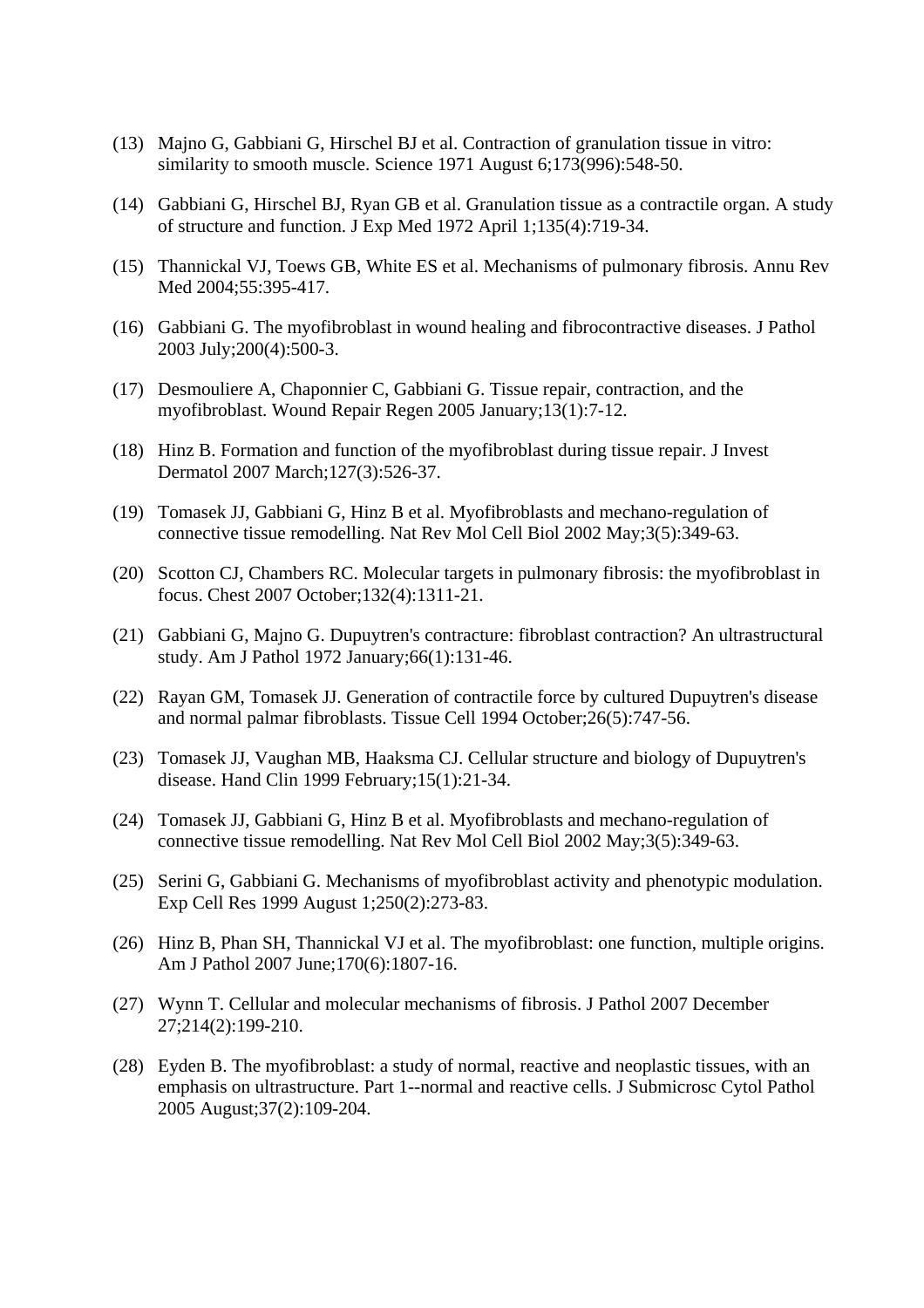(13) Majno G, Gabbiani G, Hirschel BJ et al. Contraction of granulation tissue in vitro: similarity to smooth muscle. Science 1971 August 6;173(996):548-50.

(14) Gabbiani G, Hirschel BJ, Ryan GB et al. Granulation tissue as a contractile organ. A study of structure and function. J Exp Med 1972 April 1;135(4):719-34.

(15) Thannickal VJ, Toews GB, White ES et al. Mechanisms of pulmonary fibrosis. Annu Rev Med 2004;55:395-417.

(16) Gabbiani G. The myofibroblast in wound healing and fibrocontractive diseases. J Pathol 2003 July;200(4):500-3.

(17) Desmouliere A, Chaponnier C, Gabbiani G. Tissue repair, contraction, and the myofibroblast. Wound Repair Regen 2005 January;13(1):7-12.

(18) Hinz B. Formation and function of the myofibroblast during tissue repair. J Invest Dermatol 2007 March;127(3):526-37.

(19) Tomasek JJ, Gabbiani G, Hinz B et al. Myofibroblasts and mechano-regulation of connective tissue remodelling. Nat Rev Mol Cell Biol 2002 May;3(5):349-63.

(20) Scotton CJ, Chambers RC. Molecular targets in pulmonary fibrosis: the myofibroblast in focus. Chest 2007 October;132(4):1311-21.

(21) Gabbiani G, Majno G. Dupuytren's contracture: fibroblast contraction? An ultrastructural study. Am J Pathol 1972 January;66(1):131-46.

(22) Rayan GM, Tomasek JJ. Generation of contractile force by cultured Dupuytren's disease and normal palmar fibroblasts. Tissue Cell 1994 October;26(5):747-56.

(23) Tomasek JJ, Vaughan MB, Haaksma CJ. Cellular structure and biology of Dupuytren's disease. Hand Clin 1999 February;15(1):21-34.

(24) Tomasek JJ, Gabbiani G, Hinz B et al. Myofibroblasts and mechano-regulation of connective tissue remodelling. Nat Rev Mol Cell Biol 2002 May;3(5):349-63.

(25) Serini G, Gabbiani G. Mechanisms of myofibroblast activity and phenotypic modulation. Exp Cell Res 1999 August 1;250(2):273-83.

(26) Hinz B, Phan SH, Thannickal VJ et al. The myofibroblast: one function, multiple origins. Am J Pathol 2007 June;170(6):1807-16.

(27) Wynn T. Cellular and molecular mechanisms of fibrosis. J Pathol 2007 December 27;214(2):199-210.

(28) Eyden B. The myofibroblast: a study of normal, reactive and neoplastic tissues, with an emphasis on ultrastructure. Part 1--normal and reactive cells. J Submicrosc Cytol Pathol 2005 August;37(2):109-204.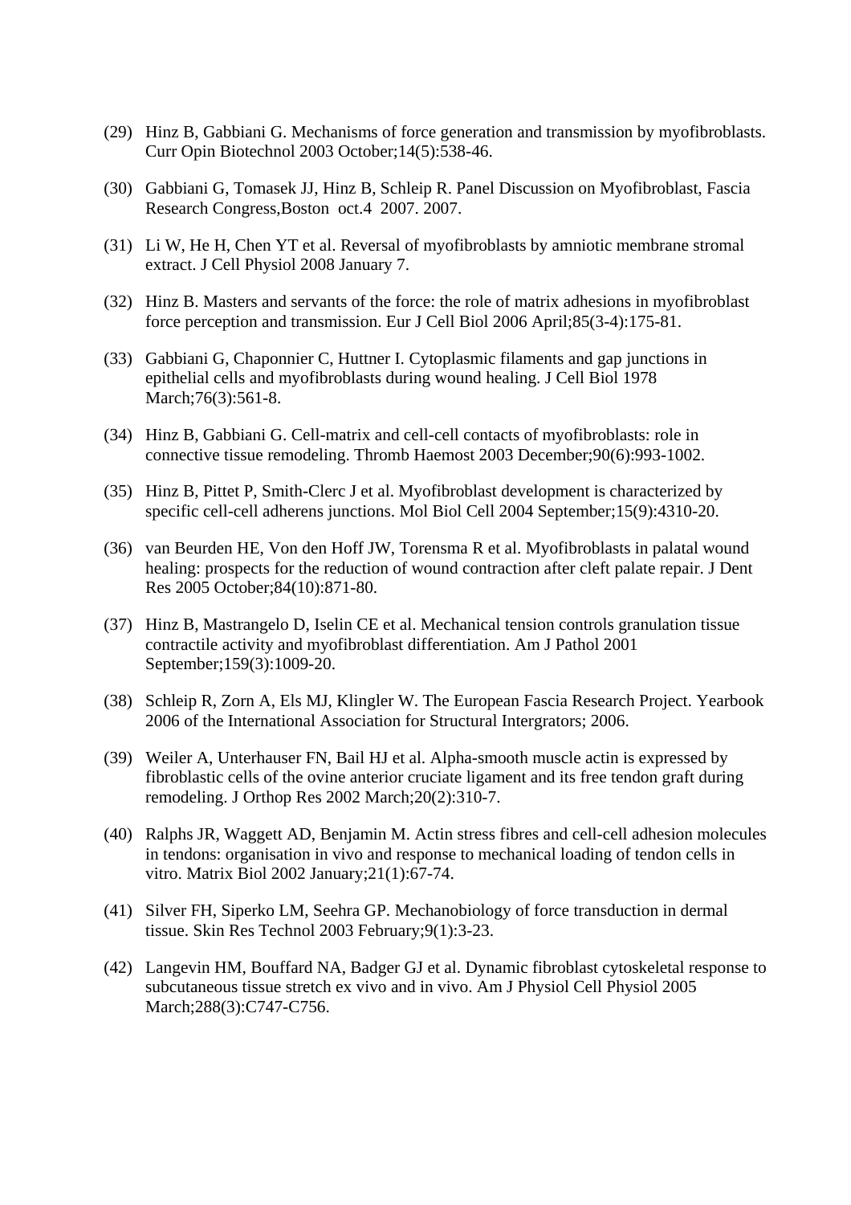(29) Hinz B, Gabbiani G. Mechanisms of force generation and transmission by myofibroblasts. Curr Opin Biotechnol 2003 October;14(5):538-46.

(30) Gabbiani G, Tomasek JJ, Hinz B, Schleip R. Panel Discussion on Myofibroblast, Fascia Research Congress,Boston oct.4 2007. 2007.

(31) Li W, He H, Chen YT et al. Reversal of myofibroblasts by amniotic membrane stromal extract. J Cell Physiol 2008 January 7.

(32) Hinz B. Masters and servants of the force: the role of matrix adhesions in myofibroblast force perception and transmission. Eur J Cell Biol 2006 April;85(3-4):175-81.

(33) Gabbiani G, Chaponnier C, Huttner I. Cytoplasmic filaments and gap junctions in epithelial cells and myofibroblasts during wound healing. J Cell Biol 1978 March;76(3):561-8.

(34) Hinz B, Gabbiani G. Cell-matrix and cell-cell contacts of myofibroblasts: role in connective tissue remodeling. Thromb Haemost 2003 December;90(6):993-1002.

(35) Hinz B, Pittet P, Smith-Clerc J et al. Myofibroblast development is characterized by specific cell-cell adherens junctions. Mol Biol Cell 2004 September;15(9):4310-20.

(36) van Beurden HE, Von den Hoff JW, Torensma R et al. Myofibroblasts in palatal wound healing: prospects for the reduction of wound contraction after cleft palate repair. J Dent Res 2005 October;84(10):871-80.

(37) Hinz B, Mastrangelo D, Iselin CE et al. Mechanical tension controls granulation tissue contractile activity and myofibroblast differentiation. Am J Pathol 2001 September;159(3):1009-20.

(38) Schleip R, Zorn A, Els MJ, Klingler W. The European Fascia Research Project. Yearbook 2006 of the International Association for Structural Intergrators; 2006.

(39) Weiler A, Unterhauser FN, Bail HJ et al. Alpha-smooth muscle actin is expressed by fibroblastic cells of the ovine anterior cruciate ligament and its free tendon graft during remodeling. J Orthop Res 2002 March;20(2):310-7.

(40) Ralphs JR, Waggett AD, Benjamin M. Actin stress fibres and cell-cell adhesion molecules in tendons: organisation in vivo and response to mechanical loading of tendon cells in vitro. Matrix Biol 2002 January;21(1):67-74.

(41) Silver FH, Siperko LM, Seehra GP. Mechanobiology of force transduction in dermal tissue. Skin Res Technol 2003 February;9(1):3-23.

(42) Langevin HM, Bouffard NA, Badger GJ et al. Dynamic fibroblast cytoskeletal response to subcutaneous tissue stretch ex vivo and in vivo. Am J Physiol Cell Physiol 2005 March;288(3):C747-C756.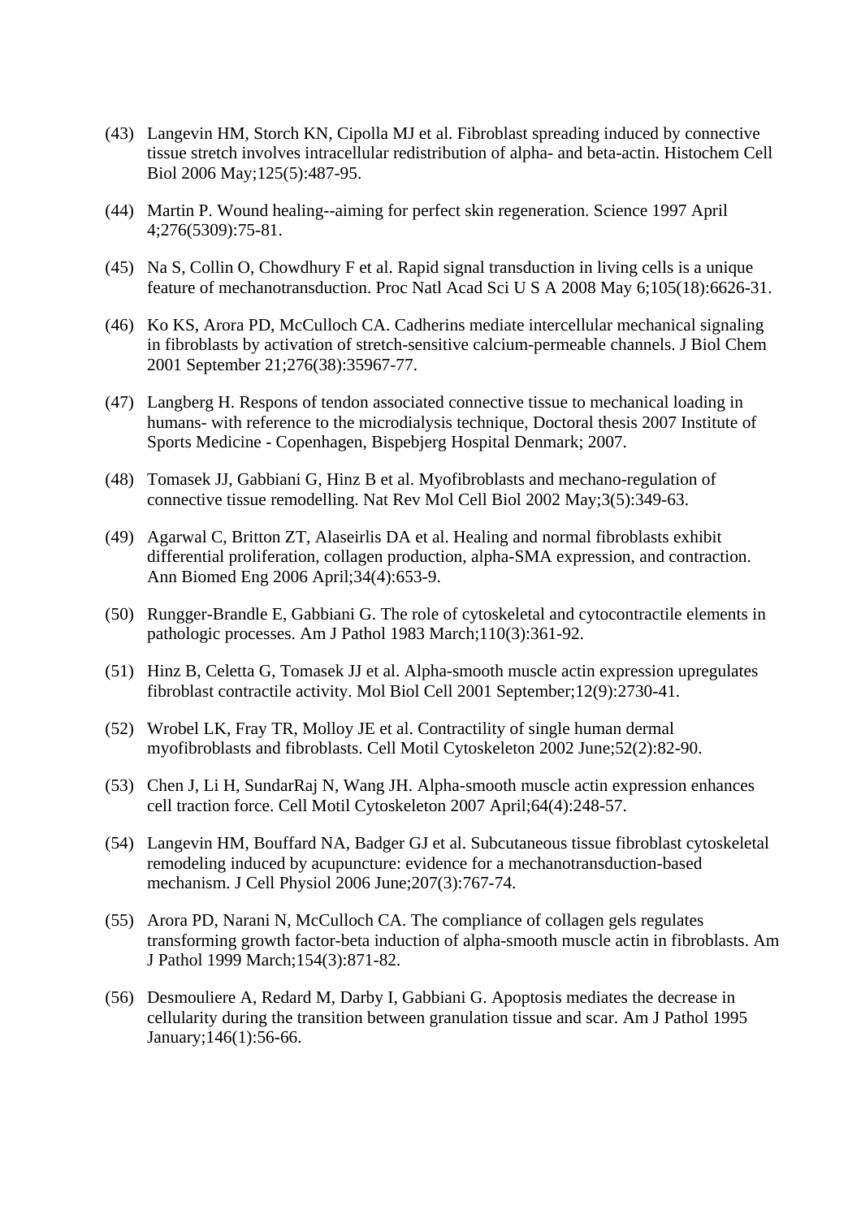(43) Langevin HM, Storch KN, Cipolla MJ et al. Fibroblast spreading induced by connective tissue stretch involves intracellular redistribution of alpha- and beta-actin. Histochem Cell Biol 2006 May;125(5):487-95.

(44) Martin P. Wound healing--aiming for perfect skin regeneration. Science 1997 April 4;276(5309):75-81.

(45) Na S, Collin O, Chowdhury F et al. Rapid signal transduction in living cells is a unique feature of mechanotransduction. Proc Natl Acad Sci U S A 2008 May 6;105(18):6626-31.

(46) Ko KS, Arora PD, McCulloch CA. Cadherins mediate intercellular mechanical signaling in fibroblasts by activation of stretch-sensitive calcium-permeable channels. J Biol Chem 2001 September 21;276(38):35967-77.

(47) Langberg H. Respons of tendon associated connective tissue to mechanical loading in humans- with reference to the microdialysis technique, Doctoral thesis 2007 Institute of Sports Medicine - Copenhagen, Bispebjerg Hospital Denmark; 2007.

(48) Tomasek JJ, Gabbiani G, Hinz B et al. Myofibroblasts and mechano-regulation of connective tissue remodelling. Nat Rev Mol Cell Biol 2002 May;3(5):349-63.

(49) Agarwal C, Britton ZT, Alaseirlis DA et al. Healing and normal fibroblasts exhibit differential proliferation, collagen production, alpha-SMA expression, and contraction. Ann Biomed Eng 2006 April;34(4):653-9.

(50) Rungger-Brandle E, Gabbiani G. The role of cytoskeletal and cytocontractile elements in pathologic processes. Am J Pathol 1983 March;110(3):361-92.

(51) Hinz B, Celetta G, Tomasek JJ et al. Alpha-smooth muscle actin expression upregulates fibroblast contractile activity. Mol Biol Cell 2001 September;12(9):2730-41.

(52) Wrobel LK, Fray TR, Molloy JE et al. Contractility of single human dermal myofibroblasts and fibroblasts. Cell Motil Cytoskeleton 2002 June;52(2):82-90.

(53) Chen J, Li H, SundarRaj N, Wang JH. Alpha-smooth muscle actin expression enhances cell traction force. Cell Motil Cytoskeleton 2007 April;64(4):248-57.

(54) Langevin HM, Bouffard NA, Badger GJ et al. Subcutaneous tissue fibroblast cytoskeletal remodeling induced by acupuncture: evidence for a mechanotransduction-based mechanism. J Cell Physiol 2006 June;207(3):767-74.

(55) Arora PD, Narani N, McCulloch CA. The compliance of collagen gels regulates transforming growth factor-beta induction of alpha-smooth muscle actin in fibroblasts. Am J Pathol 1999 March;154(3):871-82.

(56) Desmouliere A, Redard M, Darby I, Gabbiani G. Apoptosis mediates the decrease in cellularity during the transition between granulation tissue and scar. Am J Pathol 1995 January;146(1):56-66.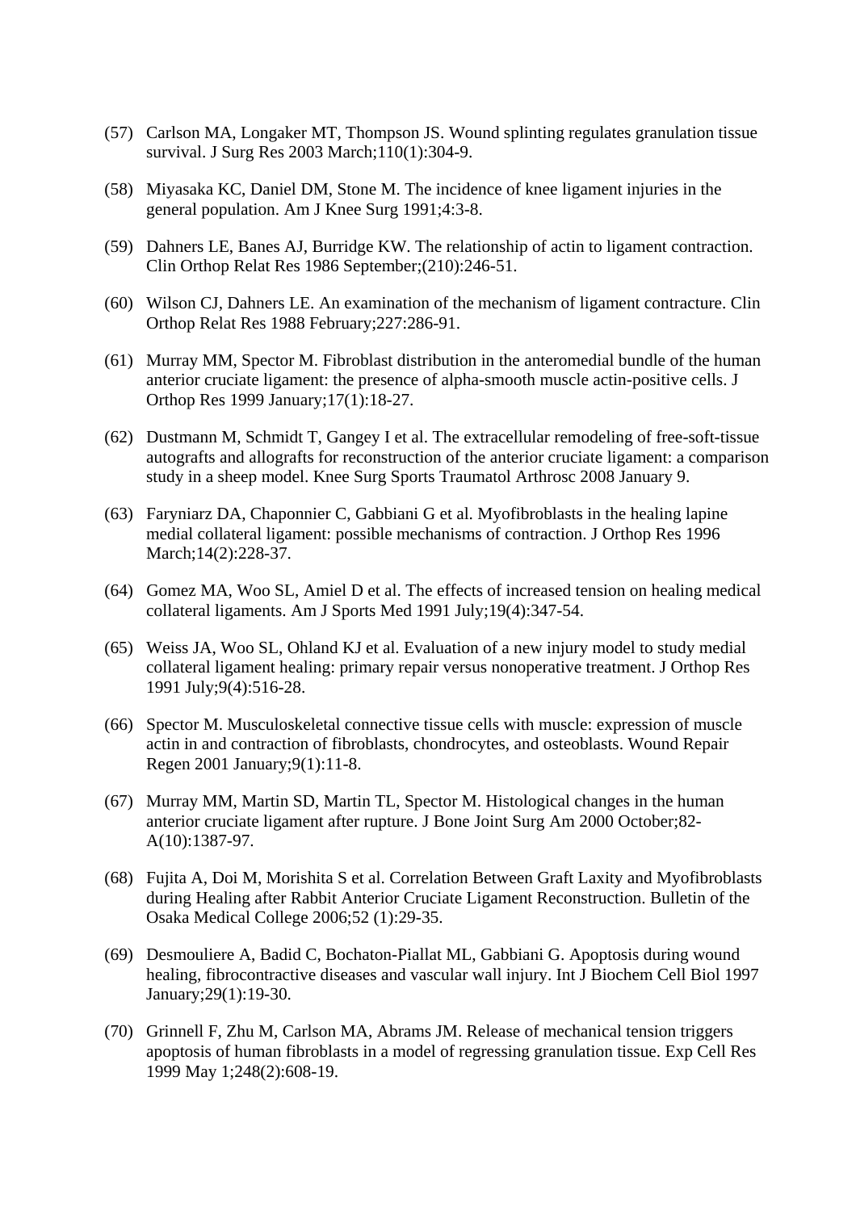(57) Carlson MA, Longaker MT, Thompson JS. Wound splinting regulates granulation tissue survival. J Surg Res 2003 March;110(1):304-9.

(58) Miyasaka KC, Daniel DM, Stone M. The incidence of knee ligament injuries in the general population. Am J Knee Surg 1991;4:3-8.

(59) Dahners LE, Banes AJ, Burridge KW. The relationship of actin to ligament contraction. Clin Orthop Relat Res 1986 September;(210):246-51.

(60) Wilson CJ, Dahners LE. An examination of the mechanism of ligament contracture. Clin Orthop Relat Res 1988 February;227:286-91.

(61) Murray MM, Spector M. Fibroblast distribution in the anteromedial bundle of the human anterior cruciate ligament: the presence of alpha-smooth muscle actin-positive cells. J Orthop Res 1999 January;17(1):18-27.

(62) Dustmann M, Schmidt T, Gangey I et al. The extracellular remodeling of free-soft-tissue autografts and allografts for reconstruction of the anterior cruciate ligament: a comparison study in a sheep model. Knee Surg Sports Traumatol Arthrosc 2008 January 9.

(63) Faryniarz DA, Chaponnier C, Gabbiani G et al. Myofibroblasts in the healing lapine medial collateral ligament: possible mechanisms of contraction. J Orthop Res 1996 March;14(2):228-37.

(64) Gomez MA, Woo SL, Amiel D et al. The effects of increased tension on healing medical collateral ligaments. Am J Sports Med 1991 July;19(4):347-54.

(65) Weiss JA, Woo SL, Ohland KJ et al. Evaluation of a new injury model to study medial collateral ligament healing: primary repair versus nonoperative treatment. J Orthop Res 1991 July;9(4):516-28.

(66) Spector M. Musculoskeletal connective tissue cells with muscle: expression of muscle actin in and contraction of fibroblasts, chondrocytes, and osteoblasts. Wound Repair Regen 2001 January;9(1):11-8.

(67) Murray MM, Martin SD, Martin TL, Spector M. Histological changes in the human anterior cruciate ligament after rupture. J Bone Joint Surg Am 2000 October;82-A(10):1387-97.

(68) Fujita A, Doi M, Morishita S et al. Correlation Between Graft Laxity and Myofibroblasts during Healing after Rabbit Anterior Cruciate Ligament Reconstruction. Bulletin of the Osaka Medical College 2006;52 (1):29-35.

(69) Desmouliere A, Badid C, Bochaton-Piallat ML, Gabbiani G. Apoptosis during wound healing, fibrocontractive diseases and vascular wall injury. Int J Biochem Cell Biol 1997 January;29(1):19-30.

(70) Grinnell F, Zhu M, Carlson MA, Abrams JM. Release of mechanical tension triggers apoptosis of human fibroblasts in a model of regressing granulation tissue. Exp Cell Res 1999 May 1;248(2):608-19.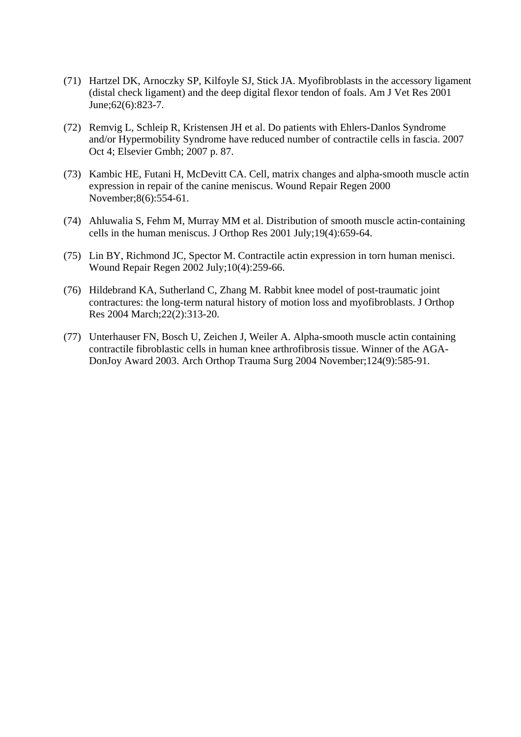(71) Hartzel DK, Arnoczky SP, Kilfoyle SJ, Stick JA. Myofibroblasts in the accessory ligament (distal check ligament) and the deep digital flexor tendon of foals. Am J Vet Res 2001 June;62(6):823-7.

(72) Remvig L, Schleip R, Kristensen JH et al. Do patients with Ehlers-Danlos Syndrome and/or Hypermobility Syndrome have reduced number of contractile cells in fascia. 2007 Oct 4; Elsevier Gmbh; 2007 p. 87.

(73) Kambic HE, Futani H, McDevitt CA. Cell, matrix changes and alpha-smooth muscle actin expression in repair of the canine meniscus. Wound Repair Regen 2000 November;8(6):554-61.

(74) Ahluwalia S, Fehm M, Murray MM et al. Distribution of smooth muscle actin-containing cells in the human meniscus. J Orthop Res 2001 July;19(4):659-64.

(75) Lin BY, Richmond JC, Spector M. Contractile actin expression in torn human menisci. Wound Repair Regen 2002 July;10(4):259-66.

(76) Hildebrand KA, Sutherland C, Zhang M. Rabbit knee model of post-traumatic joint contractures: the long-term natural history of motion loss and myofibroblasts. J Orthop Res 2004 March;22(2):313-20.

(77) Unterhauser FN, Bosch U, Zeichen J, Weiler A. Alpha-smooth muscle actin containing contractile fibroblastic cells in human knee arthrofibrosis tissue. Winner of the AGA-DonJoy Award 2003. Arch Orthop Trauma Surg 2004 November;124(9):585-91.